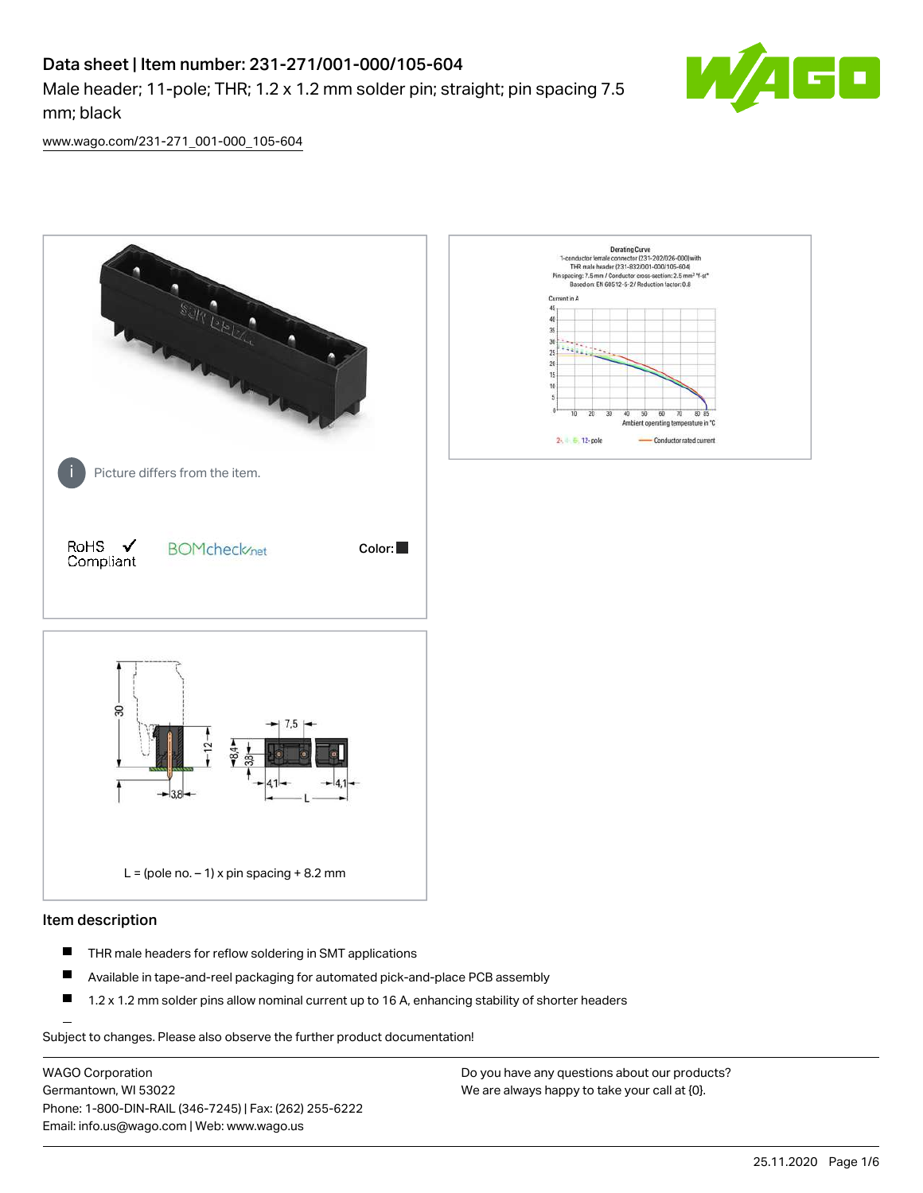# Data sheet | Item number: 231-271/001-000/105-604

Male header; 11-pole; THR; 1.2 x 1.2 mm solder pin; straight; pin spacing 7.5 mm; black

www.wago.com/231-271_001-000_105-604

Picture differs from the item.

RoHS Compliant

Color:

L = (pole no. – 1) x pin spacing + 8.2 mm

## Item description

- THR male headers for reflow soldering in SMT applications
- Available in tape-and-reel packaging for automated pick-and-place PCB assembly
- 1.2 x 1.2 mm solder pins allow nominal current up to 16 A, enhancing stability of shorter headers

Subject to changes. Please also observe the further product documentation!

WAGO Corporation
Germantown, WI 53022
Phone: 1-800-DIN-RAIL (346-7245) | Fax: (262) 255-6222
Email: info.us@wago.com | Web: www.wago.us

Do you have any questions about our products?
We are always happy to take your call at {0}.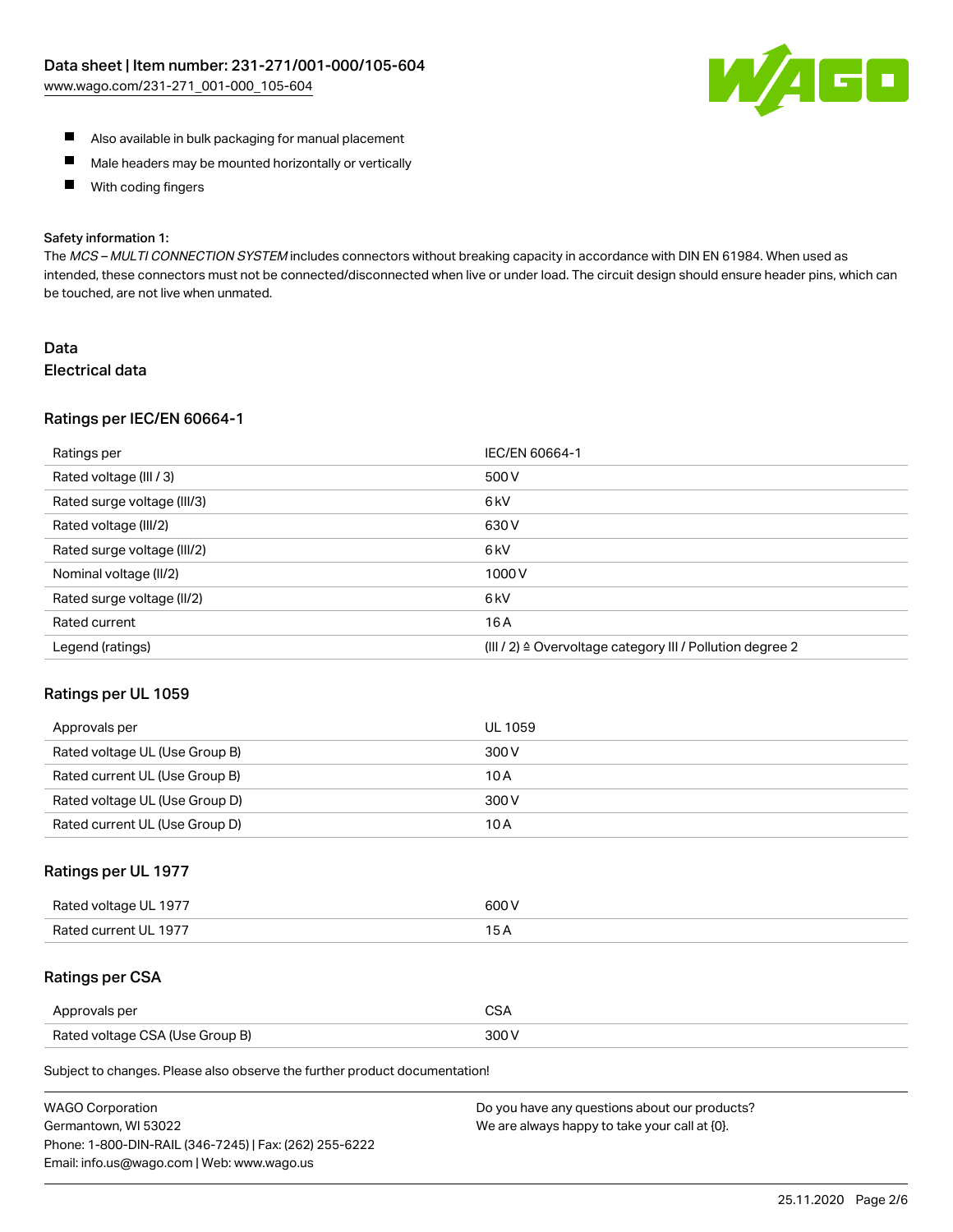- Also available in bulk packaging for manual placement
- Male headers may be mounted horizontally or vertically
- With coding fingers

Safety information 1:
The *MCS – MULTI CONNECTION SYSTEM* includes connectors without breaking capacity in accordance with DIN EN 61984. When used as intended, these connectors must not be connected/disconnected when live or under load. The circuit design should ensure header pins, which can be touched, are not live when unmated.

# Data

## Electrical data

### Ratings per IEC/EN 60664-1

| Ratings per | IEC/EN 60664-1 |
| --- | --- |
| Rated voltage (III / 3) | 500 V |
| Rated surge voltage (III/3) | 6 kV |
| Rated voltage (III/2) | 630 V |
| Rated surge voltage (III/2) | 6 kV |
| Nominal voltage (II/2) | 1000 V |
| Rated surge voltage (II/2) | 6 kV |
| Rated current | 16 A |
| Legend (ratings) | (III / 2) ≙ Overvoltage category III / Pollution degree 2 |

### Ratings per UL 1059

| Approvals per | UL 1059 |
| --- | --- |
| Rated voltage UL (Use Group B) | 300 V |
| Rated current UL (Use Group B) | 10 A |
| Rated voltage UL (Use Group D) | 300 V |
| Rated current UL (Use Group D) | 10 A |

### Ratings per UL 1977

| Rated voltage UL 1977 | 600 V |
| --- | --- |
| Rated current UL 1977 | 15 A |

### Ratings per CSA

| Approvals per | CSA |
| --- | --- |
| Rated voltage CSA (Use Group B) | 300 V |

Subject to changes. Please also observe the further product documentation!

WAGO Corporation
Germantown, WI 53022
Phone: 1-800-DIN-RAIL (346-7245) | Fax: (262) 255-6222
Email: info.us@wago.com | Web: www.wago.us

Do you have any questions about our products?
We are always happy to take your call at {0}.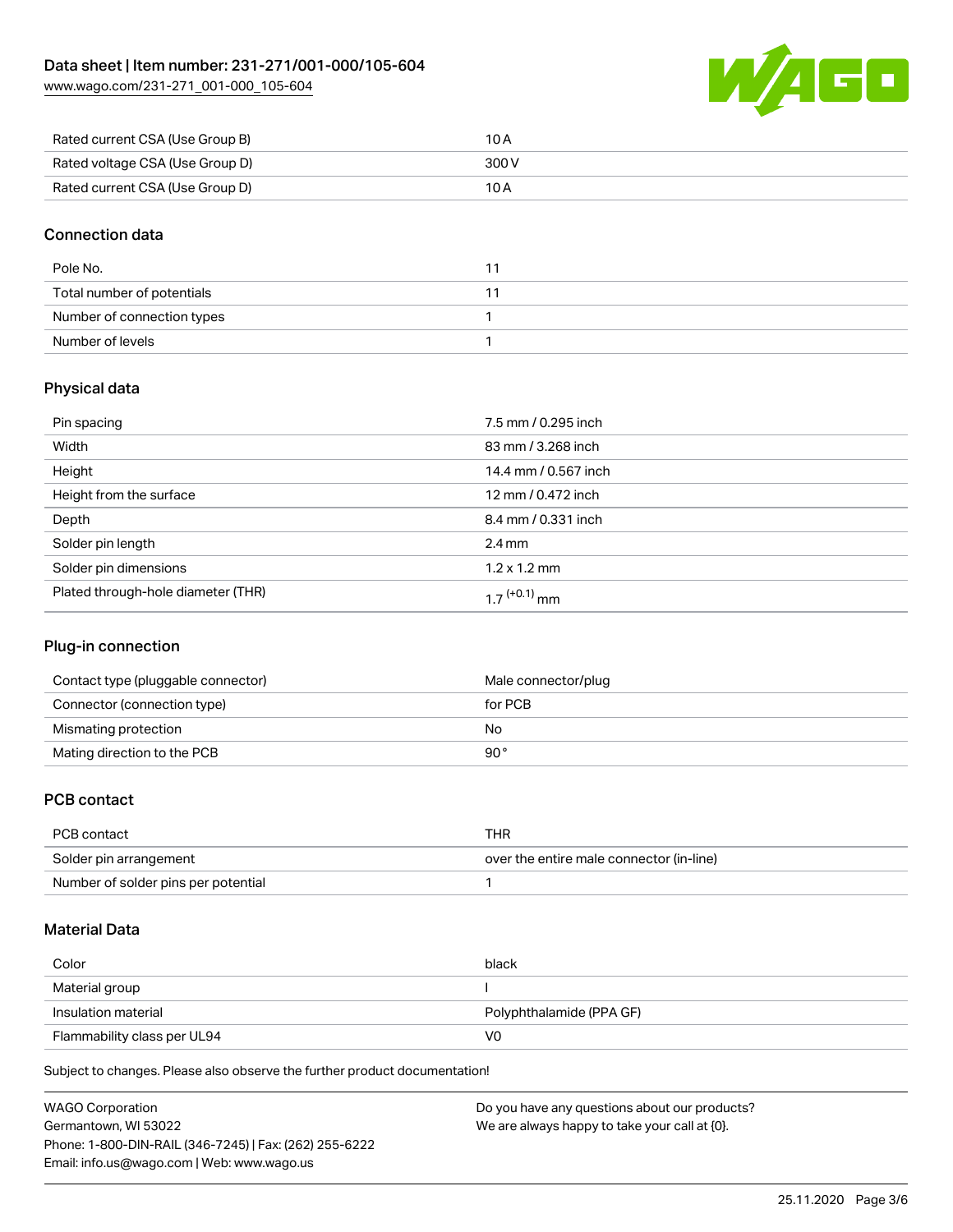| Rated current CSA (Use Group B) | 10 A |
| --- | --- |
| Rated voltage CSA (Use Group D) | 300 V |
| Rated current CSA (Use Group D) | 10 A |

## Connection data

| Pole No. | 11 |
| --- | --- |
| Total number of potentials | 11 |
| Number of connection types | 1 |
| Number of levels | 1 |

## Physical data

| Pin spacing | 7.5 mm / 0.295 inch |
| --- | --- |
| Width | 83 mm / 3.268 inch |
| Height | 14.4 mm / 0.567 inch |
| Height from the surface | 12 mm / 0.472 inch |
| Depth | 8.4 mm / 0.331 inch |
| Solder pin length | 2.4 mm |
| Solder pin dimensions | 1.2 x 1.2 mm |
| Plated through-hole diameter (THR) | $1.7^{(+0.1)}$ mm |

## Plug-in connection

| Contact type (pluggable connector) | Male connector/plug |
| --- | --- |
| Connector (connection type) | for PCB |
| Mismating protection | No |
| Mating direction to the PCB | 90 ° |

## PCB contact

| PCB contact | THR |
| --- | --- |
| Solder pin arrangement | over the entire male connector (in-line) |
| Number of solder pins per potential | 1 |

## Material Data

| Color | black |
| --- | --- |
| Material group | I |
| Insulation material | Polyphthalamide (PPA GF) |
| Flammability class per UL94 | V0 |

Subject to changes. Please also observe the further product documentation!

WAGO Corporation
Germantown, WI 53022
Phone: 1-800-DIN-RAIL (346-7245) | Fax: (262) 255-6222
Email: info.us@wago.com | Web: www.wago.us

Do you have any questions about our products?
We are always happy to take your call at {0}.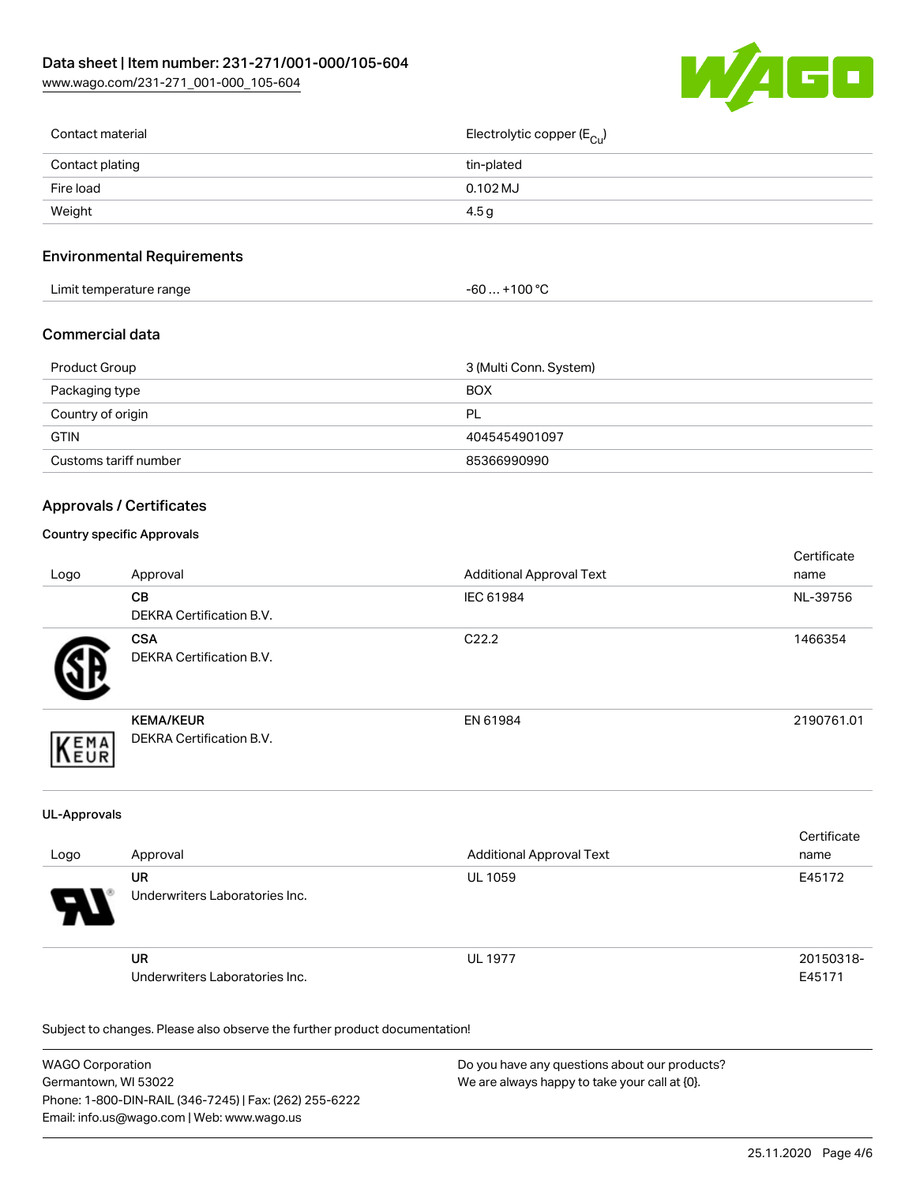| Contact material | Electrolytic copper ($E_{Cu}$) |
| --- | --- |
| Contact plating | tin-plated |
| Fire load | 0.102 MJ |
| Weight | 4.5 g |

## Environmental Requirements

| Limit temperature range | -60 … +100 °C |
| --- | --- |

## Commercial data

| Product Group | 3 (Multi Conn. System) |
| --- | --- |
| Packaging type | BOX |
| Country of origin | PL |
| GTIN | 4045454901097 |
| Customs tariff number | 85366990990 |

## Approvals / Certificates

### Country specific Approvals

| Logo | Approval | Additional Approval Text | Certificate name |
| --- | --- | --- | --- |
| | **CB** DEKRA Certification B.V. | IEC 61984 | NL-39756 |
| | **CSA** DEKRA Certification B.V. | C22.2 | 1466354 |
| | **KEMA/KEUR** DEKRA Certification B.V. | EN 61984 | 2190761.01 |

### UL-Approvals

| Logo | Approval | Additional Approval Text | Certificate name |
| --- | --- | --- | --- |
| | **UR** Underwriters Laboratories Inc. | UL 1059 | E45172 |
| | **UR** Underwriters Laboratories Inc. | UL 1977 | 20150318-E45171 |

Subject to changes. Please also observe the further product documentation!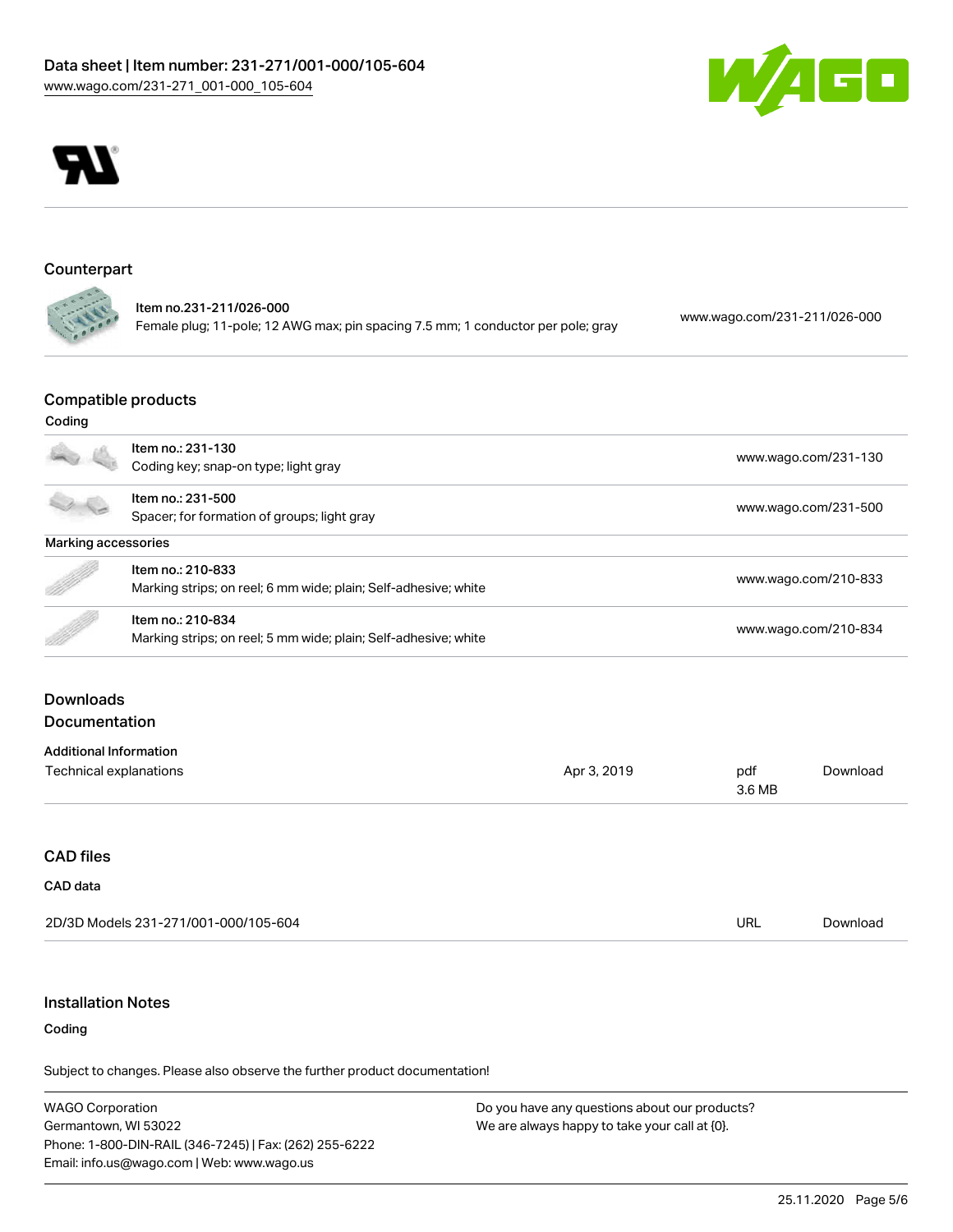## Counterpart

| | | |
|---|---|---|
| | Item no.231-211/026-000<br>Female plug; 11-pole; 12 AWG max; pin spacing 7.5 mm; 1 conductor per pole; gray | www.wago.com/231-211/026-000 |

## Compatible products

**Coding**

| | | |
|---|---|---|
| | Item no.: 231-130<br>Coding key; snap-on type; light gray | www.wago.com/231-130 |
| | Item no.: 231-500<br>Spacer; for formation of groups; light gray | www.wago.com/231-500 |

**Marking accessories**

| | | |
|---|---|---|
| | Item no.: 210-833<br>Marking strips; on reel; 6 mm wide; plain; Self-adhesive; white | www.wago.com/210-833 |
| | Item no.: 210-834<br>Marking strips; on reel; 5 mm wide; plain; Self-adhesive; white | www.wago.com/210-834 |

## Downloads
## Documentation

**Additional Information**

| | | | |
|---|---|---|---|
| Technical explanations | Apr 3, 2019 | pdf<br>3.6 MB | Download |

## CAD files

**CAD data**

| | | |
|---|---|---|
| 2D/3D Models 231-271/001-000/105-604 | URL | Download |

## Installation Notes

**Coding**

Subject to changes. Please also observe the further product documentation!

WAGO Corporation
Germantown, WI 53022
Phone: 1-800-DIN-RAIL (346-7245) | Fax: (262) 255-6222
Email: info.us@wago.com | Web: www.wago.us

Do you have any questions about our products?
We are always happy to take your call at {0}.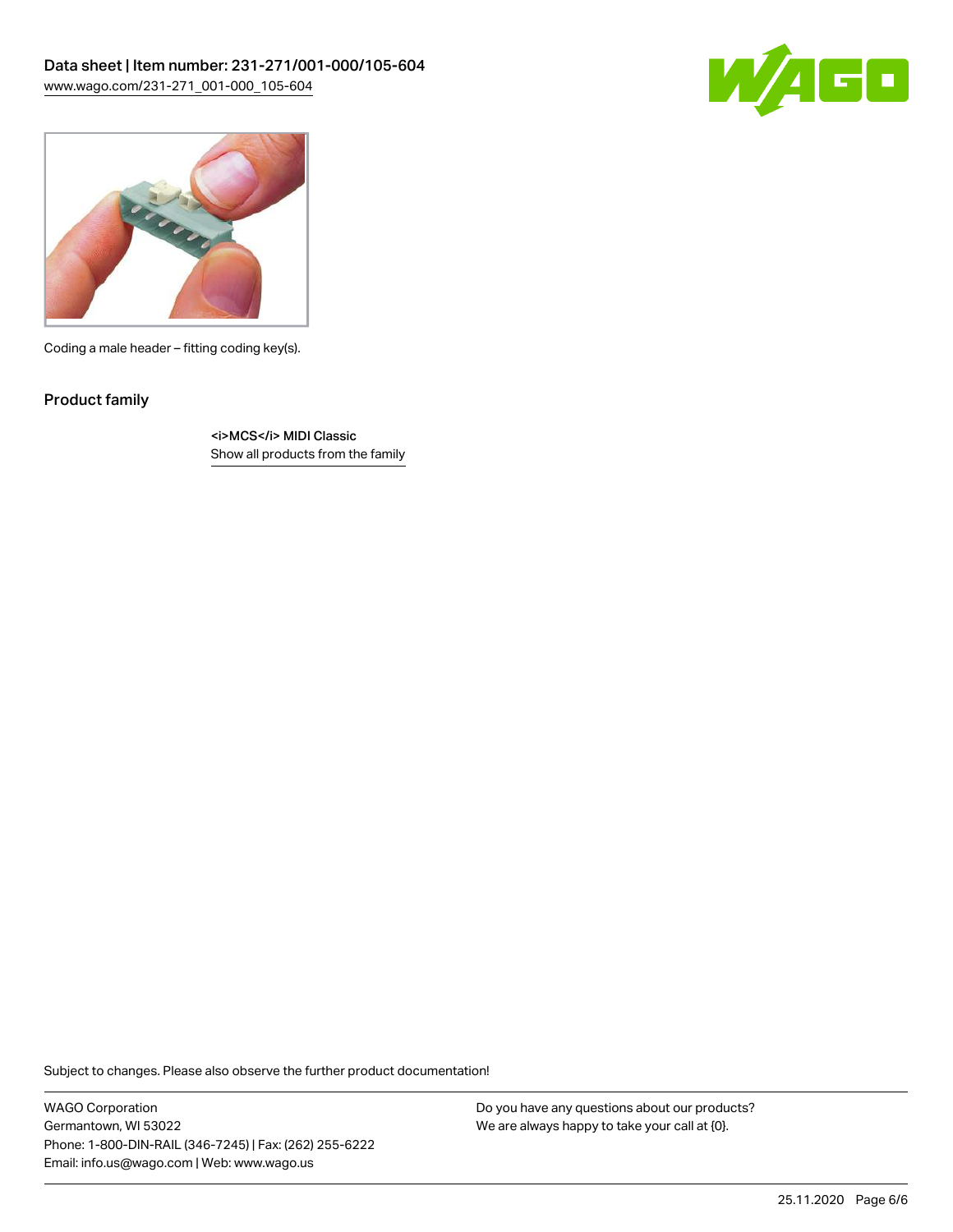Coding a male header – fitting coding key(s).

## Product family

<i>MCS</i> MIDI Classic
Show all products from the family

Subject to changes. Please also observe the further product documentation!

WAGO Corporation
Germantown, WI 53022
Phone: 1-800-DIN-RAIL (346-7245) | Fax: (262) 255-6222
Email: info.us@wago.com | Web: www.wago.us

Do you have any questions about our products?
We are always happy to take your call at {0}.